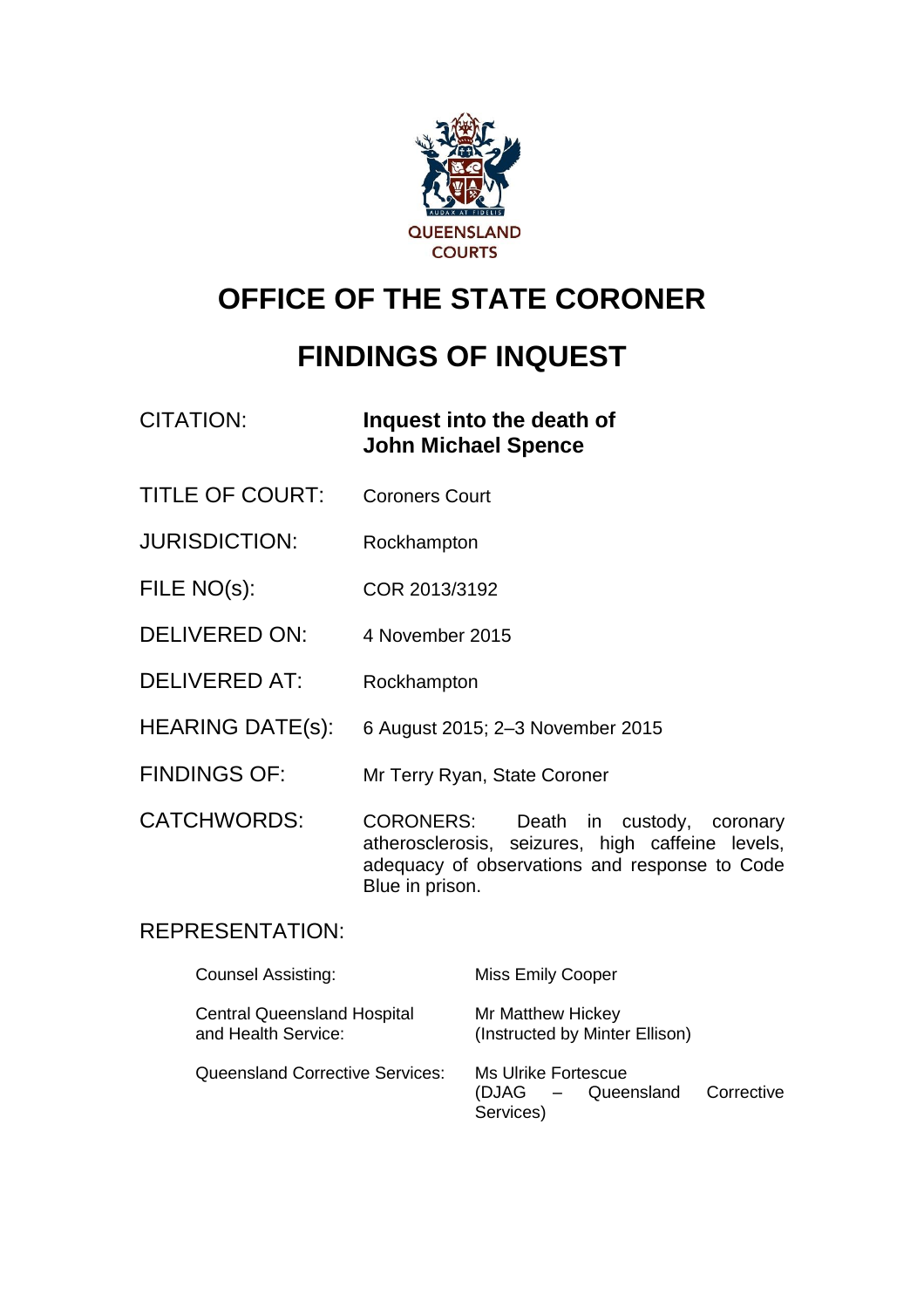QUEENSLAND COURTS

# OFFICE OF THE STATE CORONER

# FINDINGS OF INQUEST

| | |
|---|---|
| CITATION: | **Inquest into the death of John Michael Spence** |
| TITLE OF COURT: | Coroners Court |
| JURISDICTION: | Rockhampton |
| FILE NO(s): | COR 2013/3192 |
| DELIVERED ON: | 4 November 2015 |
| DELIVERED AT: | Rockhampton |
| HEARING DATE(s): | 6 August 2015; 2–3 November 2015 |
| FINDINGS OF: | Mr Terry Ryan, State Coroner |
| CATCHWORDS: | CORONERS: Death in custody, coronary atherosclerosis, seizures, high caffeine levels, adequacy of observations and response to Code Blue in prison. |

REPRESENTATION:

| | |
|---|---|
| Counsel Assisting: | Miss Emily Cooper |
| Central Queensland Hospital and Health Service: | Mr Matthew Hickey (Instructed by Minter Ellison) |
| Queensland Corrective Services: | Ms Ulrike Fortescue (DJAG – Queensland Corrective Services) |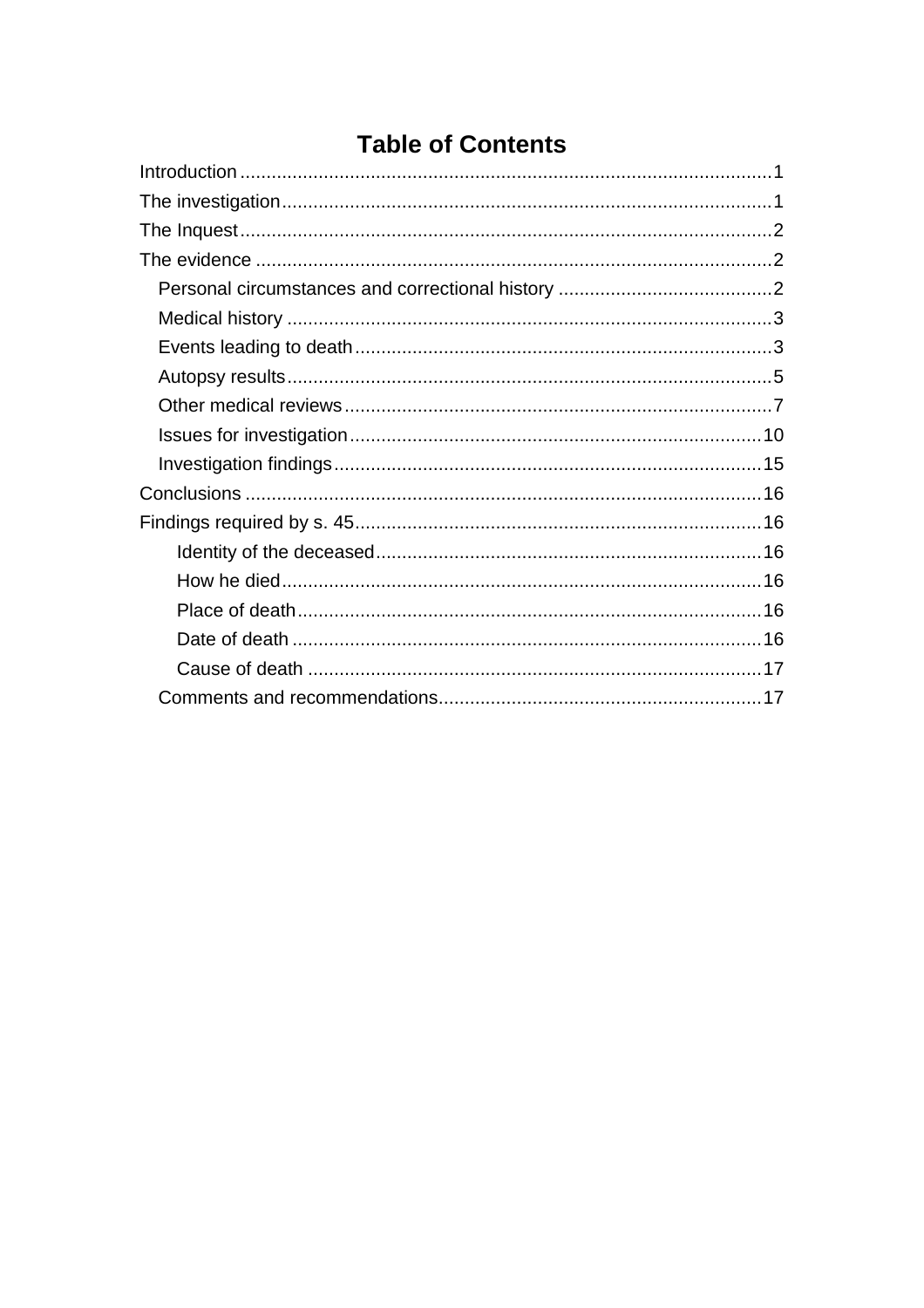# Table of Contents

Introduction ..................................................................................................1
The investigation..........................................................................................1
The Inquest...................................................................................................2
The evidence ................................................................................................2
- Personal circumstances and correctional history ........................................2
- Medical history ...........................................................................................3
- Events leading to death...............................................................................3
- Autopsy results...........................................................................................5
- Other medical reviews.................................................................................7
- Issues for investigation..............................................................................10
- Investigation findings.................................................................................15

Conclusions ................................................................................................16
Findings required by s. 45...........................................................................16
- Identity of the deceased.........................................................................16
- How he died...........................................................................................16
- Place of death........................................................................................16
- Date of death .........................................................................................16
- Cause of death ......................................................................................17
- Comments and recommendations............................................................17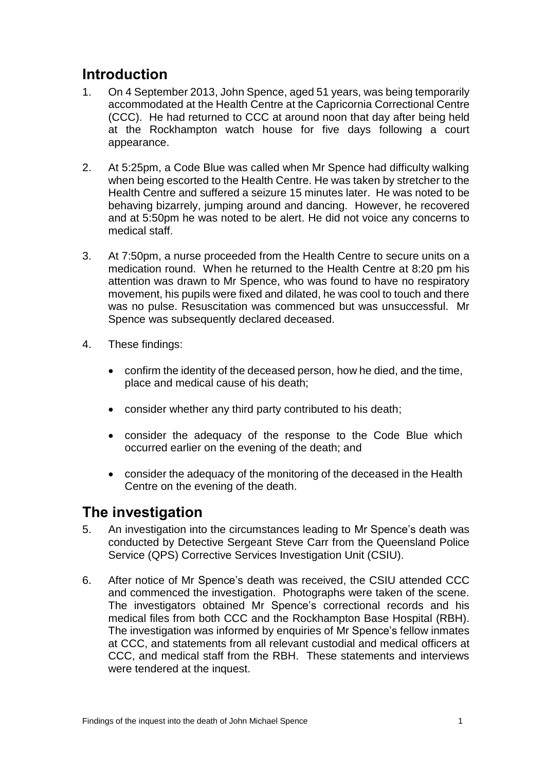## Introduction

1. On 4 September 2013, John Spence, aged 51 years, was being temporarily accommodated at the Health Centre at the Capricornia Correctional Centre (CCC). He had returned to CCC at around noon that day after being held at the Rockhampton watch house for five days following a court appearance.

2. At 5:25pm, a Code Blue was called when Mr Spence had difficulty walking when being escorted to the Health Centre. He was taken by stretcher to the Health Centre and suffered a seizure 15 minutes later. He was noted to be behaving bizarrely, jumping around and dancing. However, he recovered and at 5:50pm he was noted to be alert. He did not voice any concerns to medical staff.

3. At 7:50pm, a nurse proceeded from the Health Centre to secure units on a medication round. When he returned to the Health Centre at 8:20 pm his attention was drawn to Mr Spence, who was found to have no respiratory movement, his pupils were fixed and dilated, he was cool to touch and there was no pulse. Resuscitation was commenced but was unsuccessful. Mr Spence was subsequently declared deceased.

4. These findings:

   - confirm the identity of the deceased person, how he died, and the time, place and medical cause of his death;
   - consider whether any third party contributed to his death;
   - consider the adequacy of the response to the Code Blue which occurred earlier on the evening of the death; and
   - consider the adequacy of the monitoring of the deceased in the Health Centre on the evening of the death.

## The investigation

5. An investigation into the circumstances leading to Mr Spence's death was conducted by Detective Sergeant Steve Carr from the Queensland Police Service (QPS) Corrective Services Investigation Unit (CSIU).

6. After notice of Mr Spence's death was received, the CSIU attended CCC and commenced the investigation. Photographs were taken of the scene. The investigators obtained Mr Spence's correctional records and his medical files from both CCC and the Rockhampton Base Hospital (RBH). The investigation was informed by enquiries of Mr Spence's fellow inmates at CCC, and statements from all relevant custodial and medical officers at CCC, and medical staff from the RBH. These statements and interviews were tendered at the inquest.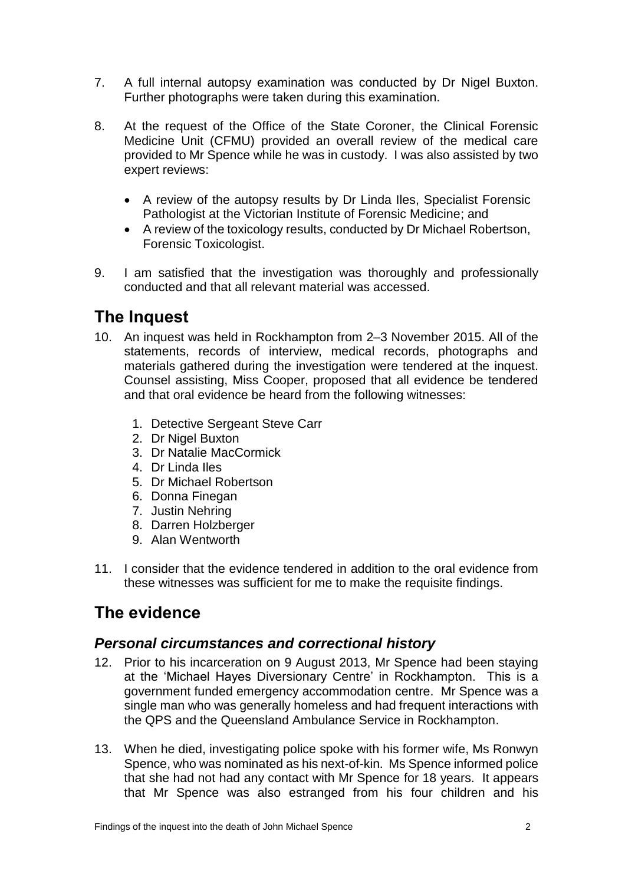7. A full internal autopsy examination was conducted by Dr Nigel Buxton. Further photographs were taken during this examination.

8. At the request of the Office of the State Coroner, the Clinical Forensic Medicine Unit (CFMU) provided an overall review of the medical care provided to Mr Spence while he was in custody. I was also assisted by two expert reviews:

   - A review of the autopsy results by Dr Linda Iles, Specialist Forensic Pathologist at the Victorian Institute of Forensic Medicine; and
   - A review of the toxicology results, conducted by Dr Michael Robertson, Forensic Toxicologist.

9. I am satisfied that the investigation was thoroughly and professionally conducted and that all relevant material was accessed.

## The Inquest

10. An inquest was held in Rockhampton from 2–3 November 2015. All of the statements, records of interview, medical records, photographs and materials gathered during the investigation were tendered at the inquest. Counsel assisting, Miss Cooper, proposed that all evidence be tendered and that oral evidence be heard from the following witnesses:

    1. Detective Sergeant Steve Carr
    2. Dr Nigel Buxton
    3. Dr Natalie MacCormick
    4. Dr Linda Iles
    5. Dr Michael Robertson
    6. Donna Finegan
    7. Justin Nehring
    8. Darren Holzberger
    9. Alan Wentworth

11. I consider that the evidence tendered in addition to the oral evidence from these witnesses was sufficient for me to make the requisite findings.

## The evidence

### *Personal circumstances and correctional history*

12. Prior to his incarceration on 9 August 2013, Mr Spence had been staying at the 'Michael Hayes Diversionary Centre' in Rockhampton. This is a government funded emergency accommodation centre. Mr Spence was a single man who was generally homeless and had frequent interactions with the QPS and the Queensland Ambulance Service in Rockhampton.

13. When he died, investigating police spoke with his former wife, Ms Ronwyn Spence, who was nominated as his next-of-kin. Ms Spence informed police that she had not had any contact with Mr Spence for 18 years. It appears that Mr Spence was also estranged from his four children and his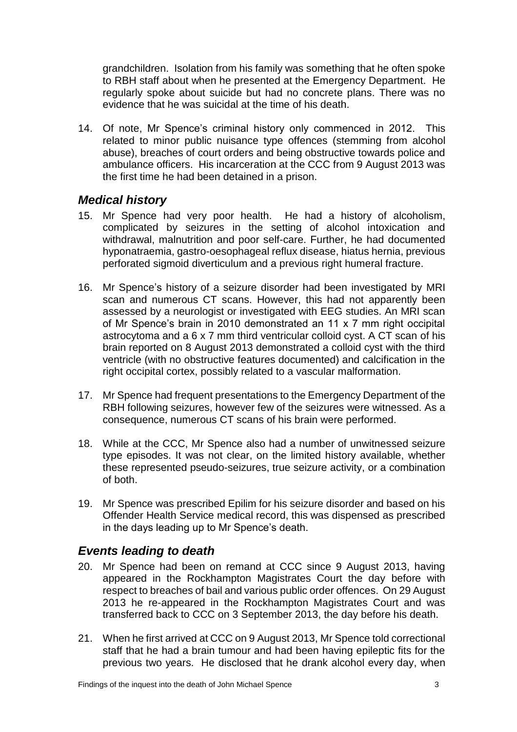grandchildren. Isolation from his family was something that he often spoke to RBH staff about when he presented at the Emergency Department. He regularly spoke about suicide but had no concrete plans. There was no evidence that he was suicidal at the time of his death.

14. Of note, Mr Spence's criminal history only commenced in 2012. This related to minor public nuisance type offences (stemming from alcohol abuse), breaches of court orders and being obstructive towards police and ambulance officers. His incarceration at the CCC from 9 August 2013 was the first time he had been detained in a prison.

## *Medical history*

15. Mr Spence had very poor health. He had a history of alcoholism, complicated by seizures in the setting of alcohol intoxication and withdrawal, malnutrition and poor self-care. Further, he had documented hyponatraemia, gastro-oesophageal reflux disease, hiatus hernia, previous perforated sigmoid diverticulum and a previous right humeral fracture.

16. Mr Spence's history of a seizure disorder had been investigated by MRI scan and numerous CT scans. However, this had not apparently been assessed by a neurologist or investigated with EEG studies. An MRI scan of Mr Spence's brain in 2010 demonstrated an 11 x 7 mm right occipital astrocytoma and a 6 x 7 mm third ventricular colloid cyst. A CT scan of his brain reported on 8 August 2013 demonstrated a colloid cyst with the third ventricle (with no obstructive features documented) and calcification in the right occipital cortex, possibly related to a vascular malformation.

17. Mr Spence had frequent presentations to the Emergency Department of the RBH following seizures, however few of the seizures were witnessed. As a consequence, numerous CT scans of his brain were performed.

18. While at the CCC, Mr Spence also had a number of unwitnessed seizure type episodes. It was not clear, on the limited history available, whether these represented pseudo-seizures, true seizure activity, or a combination of both.

19. Mr Spence was prescribed Epilim for his seizure disorder and based on his Offender Health Service medical record, this was dispensed as prescribed in the days leading up to Mr Spence's death.

## *Events leading to death*

20. Mr Spence had been on remand at CCC since 9 August 2013, having appeared in the Rockhampton Magistrates Court the day before with respect to breaches of bail and various public order offences. On 29 August 2013 he re-appeared in the Rockhampton Magistrates Court and was transferred back to CCC on 3 September 2013, the day before his death.

21. When he first arrived at CCC on 9 August 2013, Mr Spence told correctional staff that he had a brain tumour and had been having epileptic fits for the previous two years. He disclosed that he drank alcohol every day, when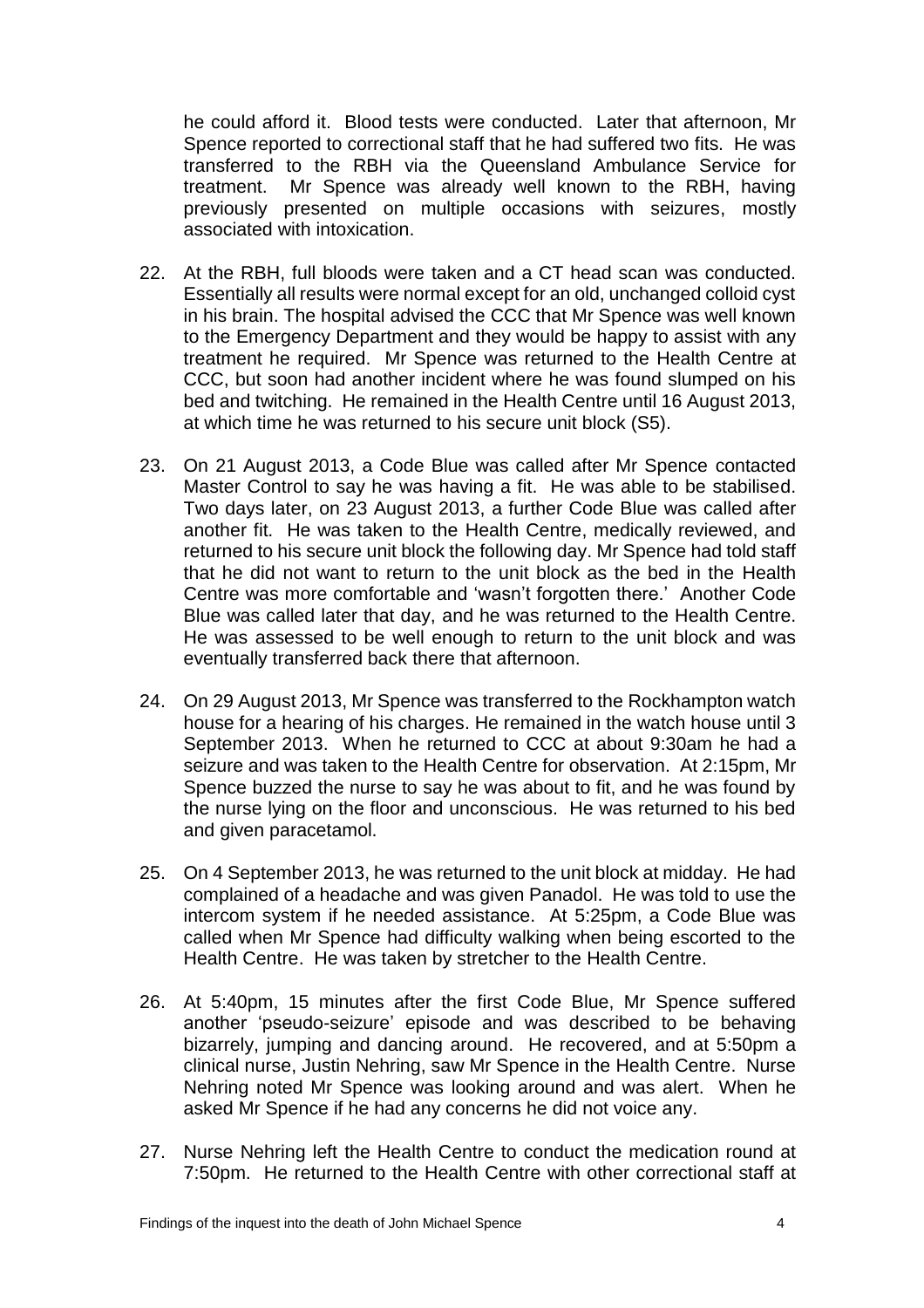he could afford it. Blood tests were conducted. Later that afternoon, Mr Spence reported to correctional staff that he had suffered two fits. He was transferred to the RBH via the Queensland Ambulance Service for treatment. Mr Spence was already well known to the RBH, having previously presented on multiple occasions with seizures, mostly associated with intoxication.

22. At the RBH, full bloods were taken and a CT head scan was conducted. Essentially all results were normal except for an old, unchanged colloid cyst in his brain. The hospital advised the CCC that Mr Spence was well known to the Emergency Department and they would be happy to assist with any treatment he required. Mr Spence was returned to the Health Centre at CCC, but soon had another incident where he was found slumped on his bed and twitching. He remained in the Health Centre until 16 August 2013, at which time he was returned to his secure unit block (S5).

23. On 21 August 2013, a Code Blue was called after Mr Spence contacted Master Control to say he was having a fit. He was able to be stabilised. Two days later, on 23 August 2013, a further Code Blue was called after another fit. He was taken to the Health Centre, medically reviewed, and returned to his secure unit block the following day. Mr Spence had told staff that he did not want to return to the unit block as the bed in the Health Centre was more comfortable and 'wasn't forgotten there.' Another Code Blue was called later that day, and he was returned to the Health Centre. He was assessed to be well enough to return to the unit block and was eventually transferred back there that afternoon.

24. On 29 August 2013, Mr Spence was transferred to the Rockhampton watch house for a hearing of his charges. He remained in the watch house until 3 September 2013. When he returned to CCC at about 9:30am he had a seizure and was taken to the Health Centre for observation. At 2:15pm, Mr Spence buzzed the nurse to say he was about to fit, and he was found by the nurse lying on the floor and unconscious. He was returned to his bed and given paracetamol.

25. On 4 September 2013, he was returned to the unit block at midday. He had complained of a headache and was given Panadol. He was told to use the intercom system if he needed assistance. At 5:25pm, a Code Blue was called when Mr Spence had difficulty walking when being escorted to the Health Centre. He was taken by stretcher to the Health Centre.

26. At 5:40pm, 15 minutes after the first Code Blue, Mr Spence suffered another 'pseudo-seizure' episode and was described to be behaving bizarrely, jumping and dancing around. He recovered, and at 5:50pm a clinical nurse, Justin Nehring, saw Mr Spence in the Health Centre. Nurse Nehring noted Mr Spence was looking around and was alert. When he asked Mr Spence if he had any concerns he did not voice any.

27. Nurse Nehring left the Health Centre to conduct the medication round at 7:50pm. He returned to the Health Centre with other correctional staff at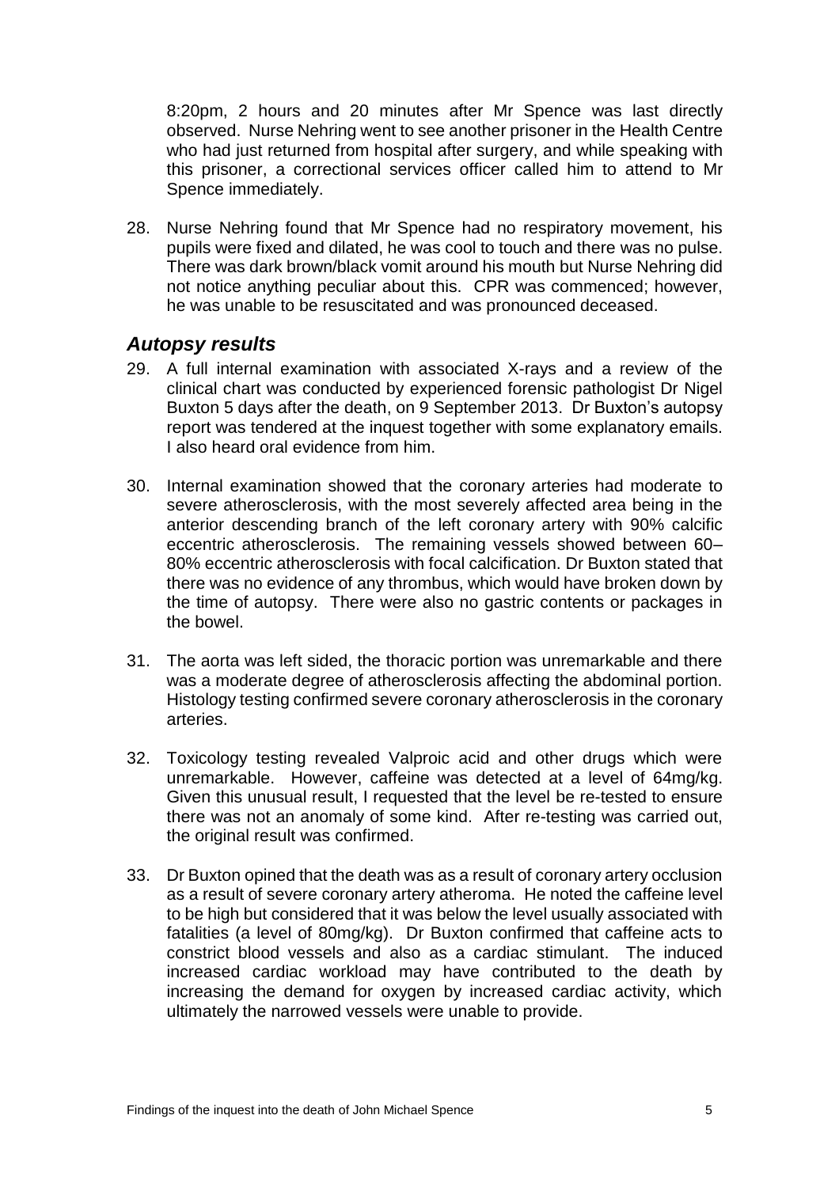8:20pm, 2 hours and 20 minutes after Mr Spence was last directly observed. Nurse Nehring went to see another prisoner in the Health Centre who had just returned from hospital after surgery, and while speaking with this prisoner, a correctional services officer called him to attend to Mr Spence immediately.

28. Nurse Nehring found that Mr Spence had no respiratory movement, his pupils were fixed and dilated, he was cool to touch and there was no pulse. There was dark brown/black vomit around his mouth but Nurse Nehring did not notice anything peculiar about this. CPR was commenced; however, he was unable to be resuscitated and was pronounced deceased.

## *Autopsy results*

29. A full internal examination with associated X-rays and a review of the clinical chart was conducted by experienced forensic pathologist Dr Nigel Buxton 5 days after the death, on 9 September 2013. Dr Buxton's autopsy report was tendered at the inquest together with some explanatory emails. I also heard oral evidence from him.

30. Internal examination showed that the coronary arteries had moderate to severe atherosclerosis, with the most severely affected area being in the anterior descending branch of the left coronary artery with 90% calcific eccentric atherosclerosis. The remaining vessels showed between 60–80% eccentric atherosclerosis with focal calcification. Dr Buxton stated that there was no evidence of any thrombus, which would have broken down by the time of autopsy. There were also no gastric contents or packages in the bowel.

31. The aorta was left sided, the thoracic portion was unremarkable and there was a moderate degree of atherosclerosis affecting the abdominal portion. Histology testing confirmed severe coronary atherosclerosis in the coronary arteries.

32. Toxicology testing revealed Valproic acid and other drugs which were unremarkable. However, caffeine was detected at a level of 64mg/kg. Given this unusual result, I requested that the level be re-tested to ensure there was not an anomaly of some kind. After re-testing was carried out, the original result was confirmed.

33. Dr Buxton opined that the death was as a result of coronary artery occlusion as a result of severe coronary artery atheroma. He noted the caffeine level to be high but considered that it was below the level usually associated with fatalities (a level of 80mg/kg). Dr Buxton confirmed that caffeine acts to constrict blood vessels and also as a cardiac stimulant. The induced increased cardiac workload may have contributed to the death by increasing the demand for oxygen by increased cardiac activity, which ultimately the narrowed vessels were unable to provide.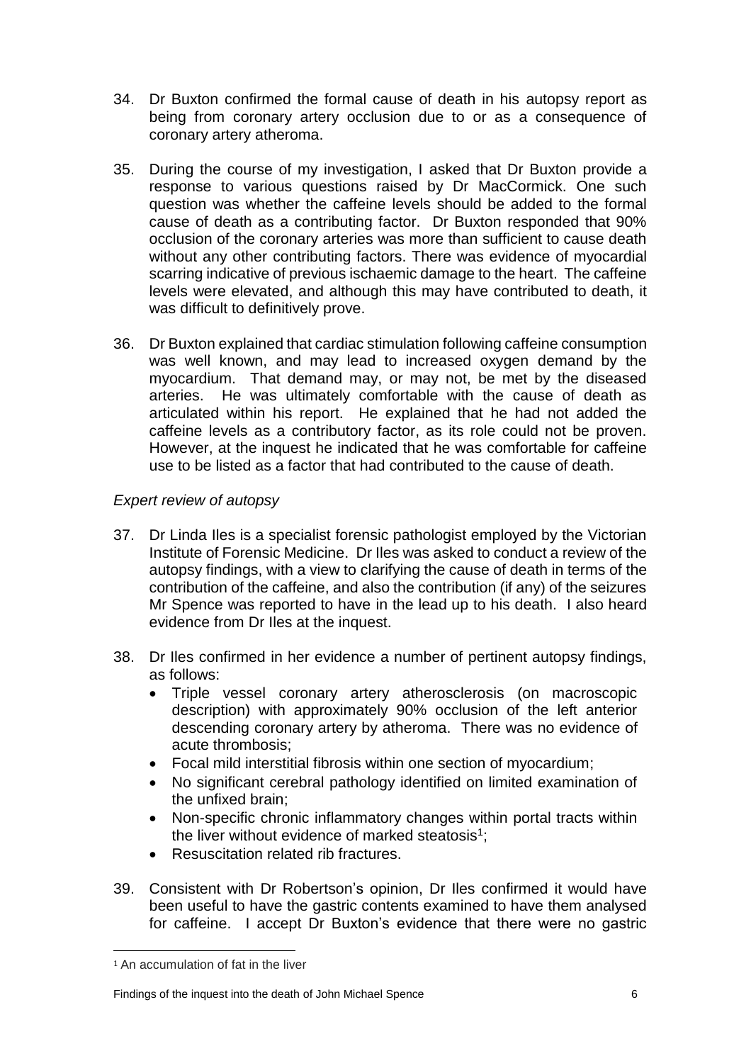34. Dr Buxton confirmed the formal cause of death in his autopsy report as being from coronary artery occlusion due to or as a consequence of coronary artery atheroma.

35. During the course of my investigation, I asked that Dr Buxton provide a response to various questions raised by Dr MacCormick. One such question was whether the caffeine levels should be added to the formal cause of death as a contributing factor. Dr Buxton responded that 90% occlusion of the coronary arteries was more than sufficient to cause death without any other contributing factors. There was evidence of myocardial scarring indicative of previous ischaemic damage to the heart. The caffeine levels were elevated, and although this may have contributed to death, it was difficult to definitively prove.

36. Dr Buxton explained that cardiac stimulation following caffeine consumption was well known, and may lead to increased oxygen demand by the myocardium. That demand may, or may not, be met by the diseased arteries. He was ultimately comfortable with the cause of death as articulated within his report. He explained that he had not added the caffeine levels as a contributory factor, as its role could not be proven. However, at the inquest he indicated that he was comfortable for caffeine use to be listed as a factor that had contributed to the cause of death.

*Expert review of autopsy*

37. Dr Linda Iles is a specialist forensic pathologist employed by the Victorian Institute of Forensic Medicine. Dr Iles was asked to conduct a review of the autopsy findings, with a view to clarifying the cause of death in terms of the contribution of the caffeine, and also the contribution (if any) of the seizures Mr Spence was reported to have in the lead up to his death. I also heard evidence from Dr Iles at the inquest.

38. Dr Iles confirmed in her evidence a number of pertinent autopsy findings, as follows:
    - Triple vessel coronary artery atherosclerosis (on macroscopic description) with approximately 90% occlusion of the left anterior descending coronary artery by atheroma. There was no evidence of acute thrombosis;
    - Focal mild interstitial fibrosis within one section of myocardium;
    - No significant cerebral pathology identified on limited examination of the unfixed brain;
    - Non-specific chronic inflammatory changes within portal tracts within the liver without evidence of marked steatosis[1];
    - Resuscitation related rib fractures.

39. Consistent with Dr Robertson's opinion, Dr Iles confirmed it would have been useful to have the gastric contents examined to have them analysed for caffeine. I accept Dr Buxton's evidence that there were no gastric

[1] An accumulation of fat in the liver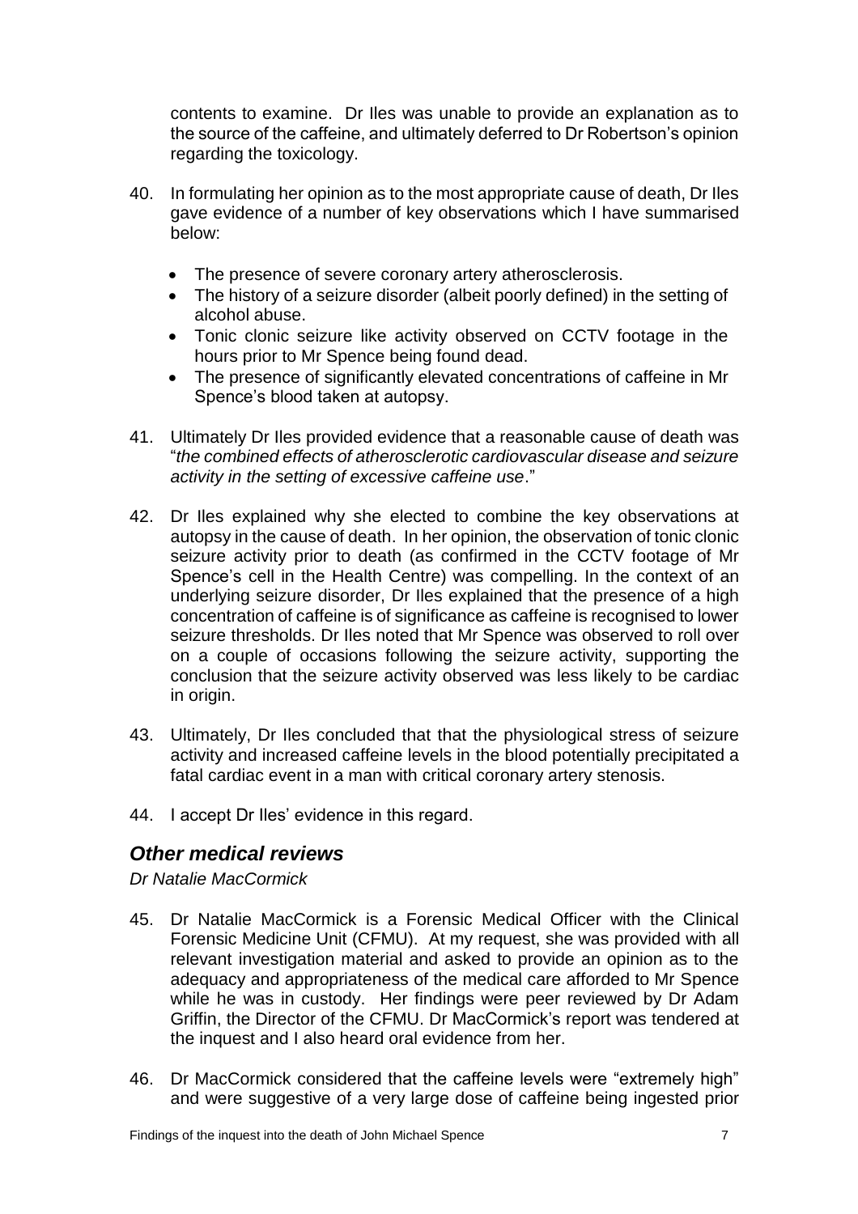contents to examine. Dr Iles was unable to provide an explanation as to the source of the caffeine, and ultimately deferred to Dr Robertson's opinion regarding the toxicology.

40. In formulating her opinion as to the most appropriate cause of death, Dr Iles gave evidence of a number of key observations which I have summarised below:

    - The presence of severe coronary artery atherosclerosis.
    - The history of a seizure disorder (albeit poorly defined) in the setting of alcohol abuse.
    - Tonic clonic seizure like activity observed on CCTV footage in the hours prior to Mr Spence being found dead.
    - The presence of significantly elevated concentrations of caffeine in Mr Spence's blood taken at autopsy.

41. Ultimately Dr Iles provided evidence that a reasonable cause of death was "*the combined effects of atherosclerotic cardiovascular disease and seizure activity in the setting of excessive caffeine use*."

42. Dr Iles explained why she elected to combine the key observations at autopsy in the cause of death. In her opinion, the observation of tonic clonic seizure activity prior to death (as confirmed in the CCTV footage of Mr Spence's cell in the Health Centre) was compelling. In the context of an underlying seizure disorder, Dr Iles explained that the presence of a high concentration of caffeine is of significance as caffeine is recognised to lower seizure thresholds. Dr Iles noted that Mr Spence was observed to roll over on a couple of occasions following the seizure activity, supporting the conclusion that the seizure activity observed was less likely to be cardiac in origin.

43. Ultimately, Dr Iles concluded that that the physiological stress of seizure activity and increased caffeine levels in the blood potentially precipitated a fatal cardiac event in a man with critical coronary artery stenosis.

44. I accept Dr Iles' evidence in this regard.

## *Other medical reviews*

*Dr Natalie MacCormick*

45. Dr Natalie MacCormick is a Forensic Medical Officer with the Clinical Forensic Medicine Unit (CFMU). At my request, she was provided with all relevant investigation material and asked to provide an opinion as to the adequacy and appropriateness of the medical care afforded to Mr Spence while he was in custody. Her findings were peer reviewed by Dr Adam Griffin, the Director of the CFMU. Dr MacCormick's report was tendered at the inquest and I also heard oral evidence from her.

46. Dr MacCormick considered that the caffeine levels were "extremely high" and were suggestive of a very large dose of caffeine being ingested prior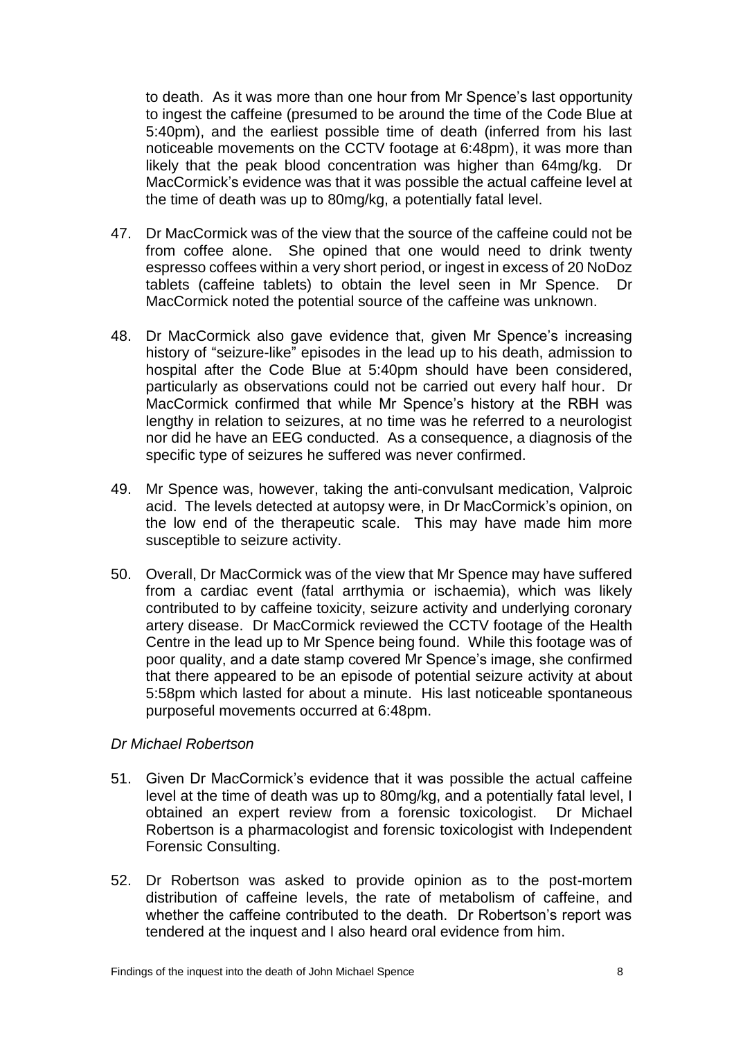to death. As it was more than one hour from Mr Spence's last opportunity to ingest the caffeine (presumed to be around the time of the Code Blue at 5:40pm), and the earliest possible time of death (inferred from his last noticeable movements on the CCTV footage at 6:48pm), it was more than likely that the peak blood concentration was higher than 64mg/kg. Dr MacCormick's evidence was that it was possible the actual caffeine level at the time of death was up to 80mg/kg, a potentially fatal level.

47. Dr MacCormick was of the view that the source of the caffeine could not be from coffee alone. She opined that one would need to drink twenty espresso coffees within a very short period, or ingest in excess of 20 NoDoz tablets (caffeine tablets) to obtain the level seen in Mr Spence. Dr MacCormick noted the potential source of the caffeine was unknown.

48. Dr MacCormick also gave evidence that, given Mr Spence's increasing history of "seizure-like" episodes in the lead up to his death, admission to hospital after the Code Blue at 5:40pm should have been considered, particularly as observations could not be carried out every half hour. Dr MacCormick confirmed that while Mr Spence's history at the RBH was lengthy in relation to seizures, at no time was he referred to a neurologist nor did he have an EEG conducted. As a consequence, a diagnosis of the specific type of seizures he suffered was never confirmed.

49. Mr Spence was, however, taking the anti-convulsant medication, Valproic acid. The levels detected at autopsy were, in Dr MacCormick's opinion, on the low end of the therapeutic scale. This may have made him more susceptible to seizure activity.

50. Overall, Dr MacCormick was of the view that Mr Spence may have suffered from a cardiac event (fatal arrthymia or ischaemia), which was likely contributed to by caffeine toxicity, seizure activity and underlying coronary artery disease. Dr MacCormick reviewed the CCTV footage of the Health Centre in the lead up to Mr Spence being found. While this footage was of poor quality, and a date stamp covered Mr Spence's image, she confirmed that there appeared to be an episode of potential seizure activity at about 5:58pm which lasted for about a minute. His last noticeable spontaneous purposeful movements occurred at 6:48pm.

*Dr Michael Robertson*

51. Given Dr MacCormick's evidence that it was possible the actual caffeine level at the time of death was up to 80mg/kg, and a potentially fatal level, I obtained an expert review from a forensic toxicologist. Dr Michael Robertson is a pharmacologist and forensic toxicologist with Independent Forensic Consulting.

52. Dr Robertson was asked to provide opinion as to the post-mortem distribution of caffeine levels, the rate of metabolism of caffeine, and whether the caffeine contributed to the death. Dr Robertson's report was tendered at the inquest and I also heard oral evidence from him.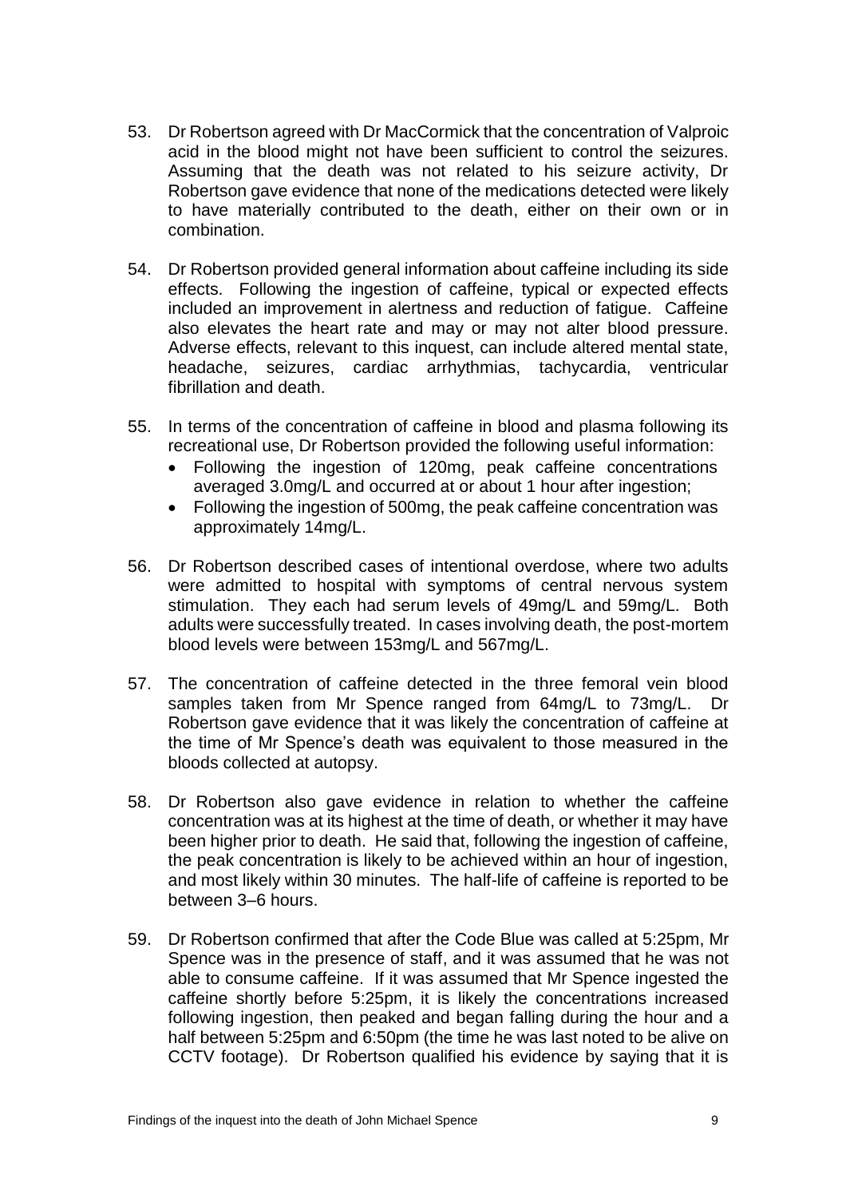53. Dr Robertson agreed with Dr MacCormick that the concentration of Valproic acid in the blood might not have been sufficient to control the seizures. Assuming that the death was not related to his seizure activity, Dr Robertson gave evidence that none of the medications detected were likely to have materially contributed to the death, either on their own or in combination.

54. Dr Robertson provided general information about caffeine including its side effects. Following the ingestion of caffeine, typical or expected effects included an improvement in alertness and reduction of fatigue. Caffeine also elevates the heart rate and may or may not alter blood pressure. Adverse effects, relevant to this inquest, can include altered mental state, headache, seizures, cardiac arrhythmias, tachycardia, ventricular fibrillation and death.

55. In terms of the concentration of caffeine in blood and plasma following its recreational use, Dr Robertson provided the following useful information:
    - Following the ingestion of 120mg, peak caffeine concentrations averaged 3.0mg/L and occurred at or about 1 hour after ingestion;
    - Following the ingestion of 500mg, the peak caffeine concentration was approximately 14mg/L.

56. Dr Robertson described cases of intentional overdose, where two adults were admitted to hospital with symptoms of central nervous system stimulation. They each had serum levels of 49mg/L and 59mg/L. Both adults were successfully treated. In cases involving death, the post-mortem blood levels were between 153mg/L and 567mg/L.

57. The concentration of caffeine detected in the three femoral vein blood samples taken from Mr Spence ranged from 64mg/L to 73mg/L. Dr Robertson gave evidence that it was likely the concentration of caffeine at the time of Mr Spence's death was equivalent to those measured in the bloods collected at autopsy.

58. Dr Robertson also gave evidence in relation to whether the caffeine concentration was at its highest at the time of death, or whether it may have been higher prior to death. He said that, following the ingestion of caffeine, the peak concentration is likely to be achieved within an hour of ingestion, and most likely within 30 minutes. The half-life of caffeine is reported to be between 3–6 hours.

59. Dr Robertson confirmed that after the Code Blue was called at 5:25pm, Mr Spence was in the presence of staff, and it was assumed that he was not able to consume caffeine. If it was assumed that Mr Spence ingested the caffeine shortly before 5:25pm, it is likely the concentrations increased following ingestion, then peaked and began falling during the hour and a half between 5:25pm and 6:50pm (the time he was last noted to be alive on CCTV footage). Dr Robertson qualified his evidence by saying that it is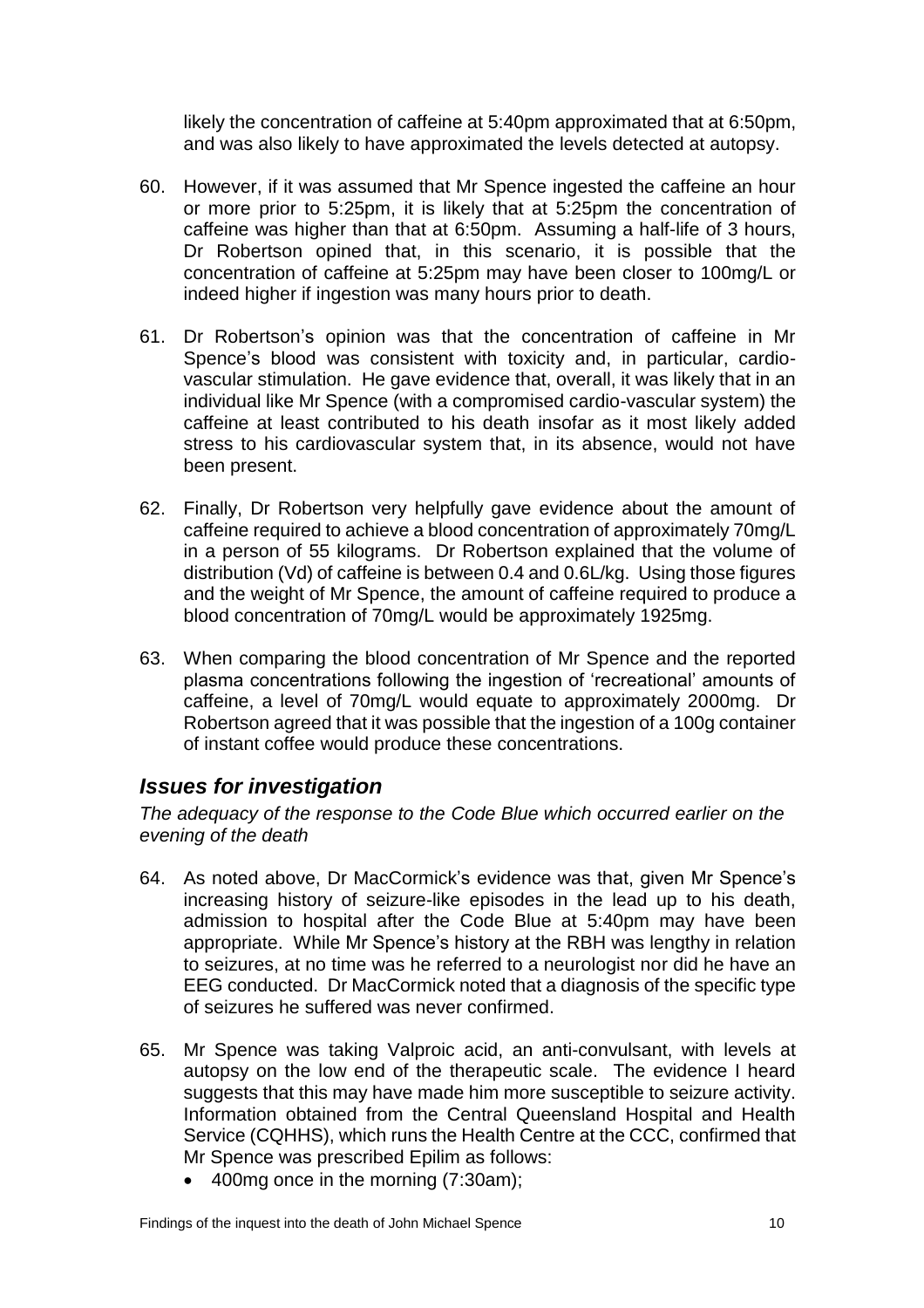likely the concentration of caffeine at 5:40pm approximated that at 6:50pm, and was also likely to have approximated the levels detected at autopsy.

60. However, if it was assumed that Mr Spence ingested the caffeine an hour or more prior to 5:25pm, it is likely that at 5:25pm the concentration of caffeine was higher than that at 6:50pm. Assuming a half-life of 3 hours, Dr Robertson opined that, in this scenario, it is possible that the concentration of caffeine at 5:25pm may have been closer to 100mg/L or indeed higher if ingestion was many hours prior to death.

61. Dr Robertson's opinion was that the concentration of caffeine in Mr Spence's blood was consistent with toxicity and, in particular, cardio-vascular stimulation. He gave evidence that, overall, it was likely that in an individual like Mr Spence (with a compromised cardio-vascular system) the caffeine at least contributed to his death insofar as it most likely added stress to his cardiovascular system that, in its absence, would not have been present.

62. Finally, Dr Robertson very helpfully gave evidence about the amount of caffeine required to achieve a blood concentration of approximately 70mg/L in a person of 55 kilograms. Dr Robertson explained that the volume of distribution (Vd) of caffeine is between 0.4 and 0.6L/kg. Using those figures and the weight of Mr Spence, the amount of caffeine required to produce a blood concentration of 70mg/L would be approximately 1925mg.

63. When comparing the blood concentration of Mr Spence and the reported plasma concentrations following the ingestion of 'recreational' amounts of caffeine, a level of 70mg/L would equate to approximately 2000mg. Dr Robertson agreed that it was possible that the ingestion of a 100g container of instant coffee would produce these concentrations.

## *Issues for investigation*

*The adequacy of the response to the Code Blue which occurred earlier on the evening of the death*

64. As noted above, Dr MacCormick's evidence was that, given Mr Spence's increasing history of seizure-like episodes in the lead up to his death, admission to hospital after the Code Blue at 5:40pm may have been appropriate. While Mr Spence's history at the RBH was lengthy in relation to seizures, at no time was he referred to a neurologist nor did he have an EEG conducted. Dr MacCormick noted that a diagnosis of the specific type of seizures he suffered was never confirmed.

65. Mr Spence was taking Valproic acid, an anti-convulsant, with levels at autopsy on the low end of the therapeutic scale. The evidence I heard suggests that this may have made him more susceptible to seizure activity. Information obtained from the Central Queensland Hospital and Health Service (CQHHS), which runs the Health Centre at the CCC, confirmed that Mr Spence was prescribed Epilim as follows:
    - 400mg once in the morning (7:30am);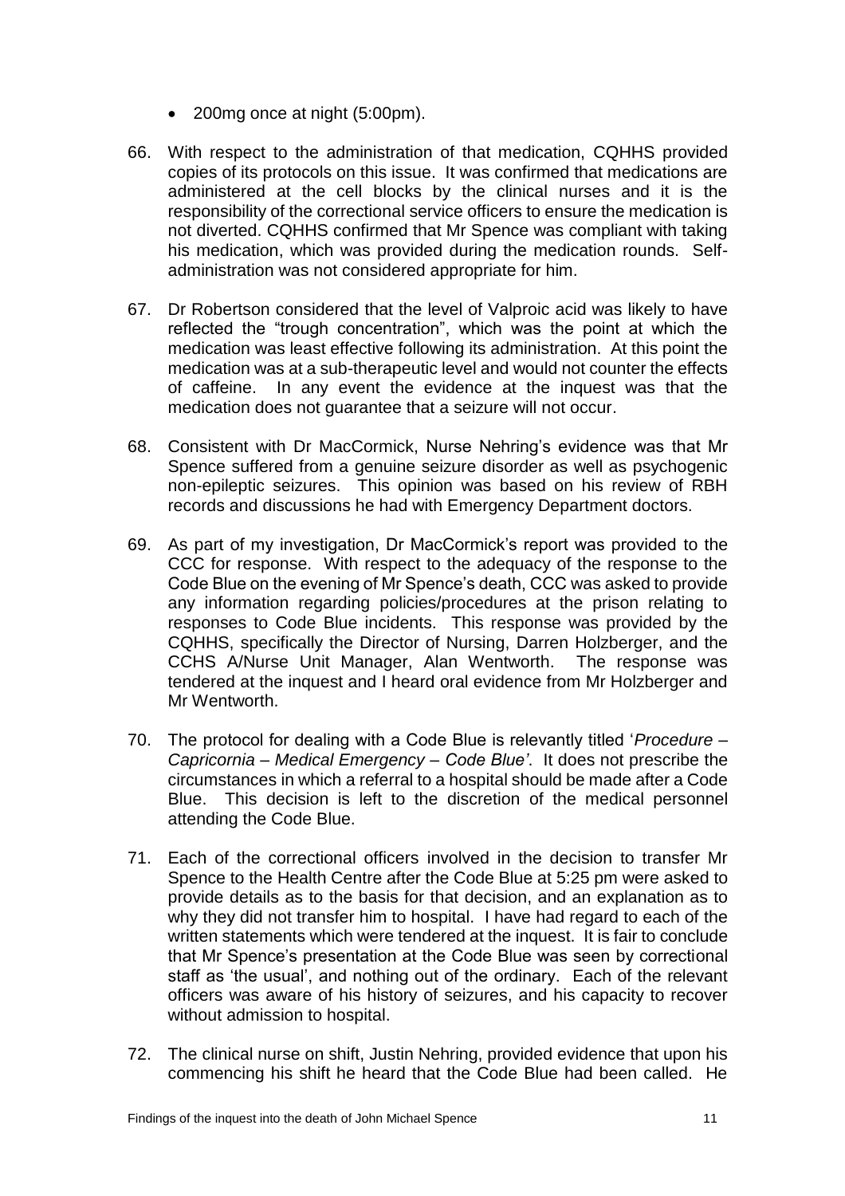- 200mg once at night (5:00pm).

66. With respect to the administration of that medication, CQHHS provided copies of its protocols on this issue. It was confirmed that medications are administered at the cell blocks by the clinical nurses and it is the responsibility of the correctional service officers to ensure the medication is not diverted. CQHHS confirmed that Mr Spence was compliant with taking his medication, which was provided during the medication rounds. Self-administration was not considered appropriate for him.

67. Dr Robertson considered that the level of Valproic acid was likely to have reflected the "trough concentration", which was the point at which the medication was least effective following its administration. At this point the medication was at a sub-therapeutic level and would not counter the effects of caffeine. In any event the evidence at the inquest was that the medication does not guarantee that a seizure will not occur.

68. Consistent with Dr MacCormick, Nurse Nehring's evidence was that Mr Spence suffered from a genuine seizure disorder as well as psychogenic non-epileptic seizures. This opinion was based on his review of RBH records and discussions he had with Emergency Department doctors.

69. As part of my investigation, Dr MacCormick's report was provided to the CCC for response. With respect to the adequacy of the response to the Code Blue on the evening of Mr Spence's death, CCC was asked to provide any information regarding policies/procedures at the prison relating to responses to Code Blue incidents. This response was provided by the CQHHS, specifically the Director of Nursing, Darren Holzberger, and the CCHS A/Nurse Unit Manager, Alan Wentworth. The response was tendered at the inquest and I heard oral evidence from Mr Holzberger and Mr Wentworth.

70. The protocol for dealing with a Code Blue is relevantly titled '*Procedure – Capricornia – Medical Emergency – Code Blue'*. It does not prescribe the circumstances in which a referral to a hospital should be made after a Code Blue. This decision is left to the discretion of the medical personnel attending the Code Blue.

71. Each of the correctional officers involved in the decision to transfer Mr Spence to the Health Centre after the Code Blue at 5:25 pm were asked to provide details as to the basis for that decision, and an explanation as to why they did not transfer him to hospital. I have had regard to each of the written statements which were tendered at the inquest. It is fair to conclude that Mr Spence's presentation at the Code Blue was seen by correctional staff as 'the usual', and nothing out of the ordinary. Each of the relevant officers was aware of his history of seizures, and his capacity to recover without admission to hospital.

72. The clinical nurse on shift, Justin Nehring, provided evidence that upon his commencing his shift he heard that the Code Blue had been called. He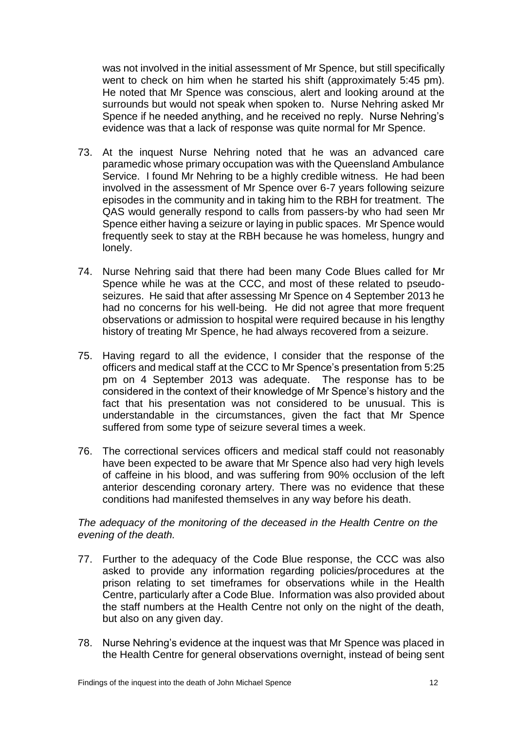was not involved in the initial assessment of Mr Spence, but still specifically went to check on him when he started his shift (approximately 5:45 pm). He noted that Mr Spence was conscious, alert and looking around at the surrounds but would not speak when spoken to. Nurse Nehring asked Mr Spence if he needed anything, and he received no reply. Nurse Nehring's evidence was that a lack of response was quite normal for Mr Spence.

73. At the inquest Nurse Nehring noted that he was an advanced care paramedic whose primary occupation was with the Queensland Ambulance Service. I found Mr Nehring to be a highly credible witness. He had been involved in the assessment of Mr Spence over 6-7 years following seizure episodes in the community and in taking him to the RBH for treatment. The QAS would generally respond to calls from passers-by who had seen Mr Spence either having a seizure or laying in public spaces. Mr Spence would frequently seek to stay at the RBH because he was homeless, hungry and lonely.

74. Nurse Nehring said that there had been many Code Blues called for Mr Spence while he was at the CCC, and most of these related to pseudo-seizures. He said that after assessing Mr Spence on 4 September 2013 he had no concerns for his well-being. He did not agree that more frequent observations or admission to hospital were required because in his lengthy history of treating Mr Spence, he had always recovered from a seizure.

75. Having regard to all the evidence, I consider that the response of the officers and medical staff at the CCC to Mr Spence's presentation from 5:25 pm on 4 September 2013 was adequate. The response has to be considered in the context of their knowledge of Mr Spence's history and the fact that his presentation was not considered to be unusual. This is understandable in the circumstances, given the fact that Mr Spence suffered from some type of seizure several times a week.

76. The correctional services officers and medical staff could not reasonably have been expected to be aware that Mr Spence also had very high levels of caffeine in his blood, and was suffering from 90% occlusion of the left anterior descending coronary artery. There was no evidence that these conditions had manifested themselves in any way before his death.

*The adequacy of the monitoring of the deceased in the Health Centre on the evening of the death.*

77. Further to the adequacy of the Code Blue response, the CCC was also asked to provide any information regarding policies/procedures at the prison relating to set timeframes for observations while in the Health Centre, particularly after a Code Blue. Information was also provided about the staff numbers at the Health Centre not only on the night of the death, but also on any given day.

78. Nurse Nehring's evidence at the inquest was that Mr Spence was placed in the Health Centre for general observations overnight, instead of being sent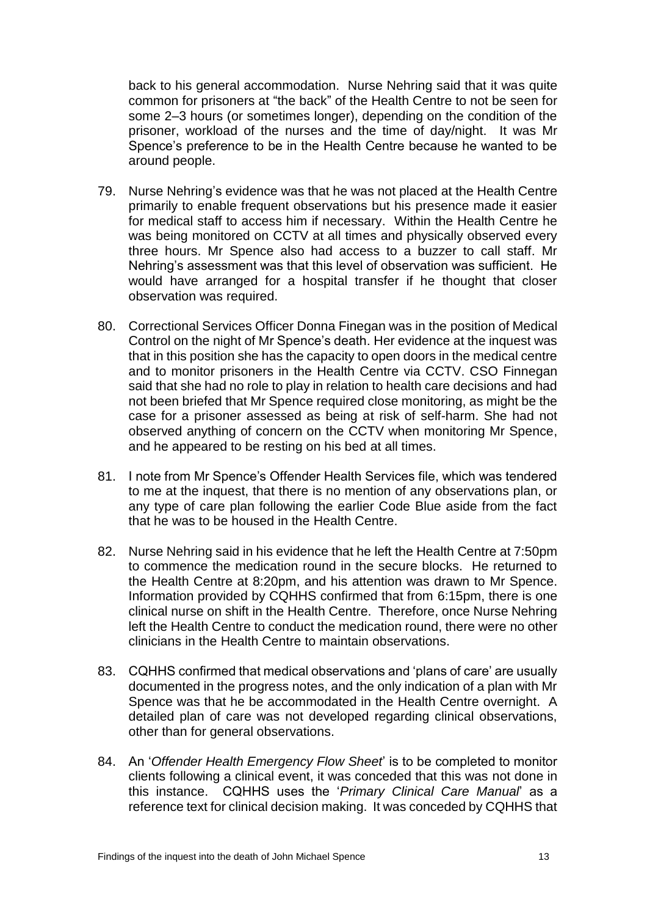back to his general accommodation. Nurse Nehring said that it was quite common for prisoners at "the back" of the Health Centre to not be seen for some 2–3 hours (or sometimes longer), depending on the condition of the prisoner, workload of the nurses and the time of day/night. It was Mr Spence's preference to be in the Health Centre because he wanted to be around people.

79. Nurse Nehring's evidence was that he was not placed at the Health Centre primarily to enable frequent observations but his presence made it easier for medical staff to access him if necessary. Within the Health Centre he was being monitored on CCTV at all times and physically observed every three hours. Mr Spence also had access to a buzzer to call staff. Mr Nehring's assessment was that this level of observation was sufficient. He would have arranged for a hospital transfer if he thought that closer observation was required.

80. Correctional Services Officer Donna Finegan was in the position of Medical Control on the night of Mr Spence's death. Her evidence at the inquest was that in this position she has the capacity to open doors in the medical centre and to monitor prisoners in the Health Centre via CCTV. CSO Finnegan said that she had no role to play in relation to health care decisions and had not been briefed that Mr Spence required close monitoring, as might be the case for a prisoner assessed as being at risk of self-harm. She had not observed anything of concern on the CCTV when monitoring Mr Spence, and he appeared to be resting on his bed at all times.

81. I note from Mr Spence's Offender Health Services file, which was tendered to me at the inquest, that there is no mention of any observations plan, or any type of care plan following the earlier Code Blue aside from the fact that he was to be housed in the Health Centre.

82. Nurse Nehring said in his evidence that he left the Health Centre at 7:50pm to commence the medication round in the secure blocks. He returned to the Health Centre at 8:20pm, and his attention was drawn to Mr Spence. Information provided by CQHHS confirmed that from 6:15pm, there is one clinical nurse on shift in the Health Centre. Therefore, once Nurse Nehring left the Health Centre to conduct the medication round, there were no other clinicians in the Health Centre to maintain observations.

83. CQHHS confirmed that medical observations and 'plans of care' are usually documented in the progress notes, and the only indication of a plan with Mr Spence was that he be accommodated in the Health Centre overnight. A detailed plan of care was not developed regarding clinical observations, other than for general observations.

84. An '*Offender Health Emergency Flow Sheet*' is to be completed to monitor clients following a clinical event, it was conceded that this was not done in this instance. CQHHS uses the '*Primary Clinical Care Manual*' as a reference text for clinical decision making. It was conceded by CQHHS that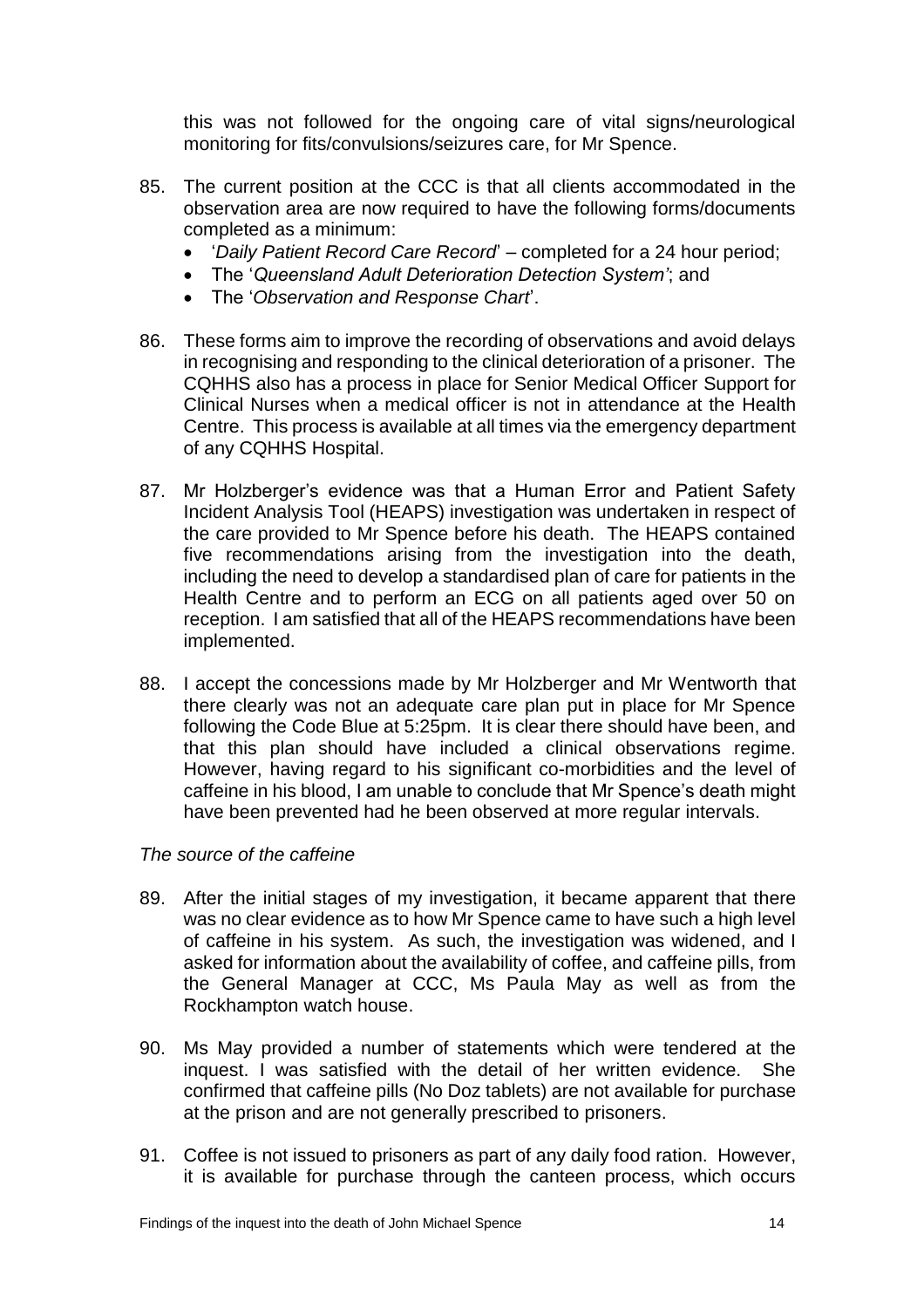this was not followed for the ongoing care of vital signs/neurological monitoring for fits/convulsions/seizures care, for Mr Spence.

85. The current position at the CCC is that all clients accommodated in the observation area are now required to have the following forms/documents completed as a minimum:
    - '*Daily Patient Record Care Record*' – completed for a 24 hour period;
    - The '*Queensland Adult Deterioration Detection System'*; and
    - The '*Observation and Response Chart*'.

86. These forms aim to improve the recording of observations and avoid delays in recognising and responding to the clinical deterioration of a prisoner. The CQHHS also has a process in place for Senior Medical Officer Support for Clinical Nurses when a medical officer is not in attendance at the Health Centre. This process is available at all times via the emergency department of any CQHHS Hospital.

87. Mr Holzberger's evidence was that a Human Error and Patient Safety Incident Analysis Tool (HEAPS) investigation was undertaken in respect of the care provided to Mr Spence before his death. The HEAPS contained five recommendations arising from the investigation into the death, including the need to develop a standardised plan of care for patients in the Health Centre and to perform an ECG on all patients aged over 50 on reception. I am satisfied that all of the HEAPS recommendations have been implemented.

88. I accept the concessions made by Mr Holzberger and Mr Wentworth that there clearly was not an adequate care plan put in place for Mr Spence following the Code Blue at 5:25pm. It is clear there should have been, and that this plan should have included a clinical observations regime. However, having regard to his significant co-morbidities and the level of caffeine in his blood, I am unable to conclude that Mr Spence's death might have been prevented had he been observed at more regular intervals.

*The source of the caffeine*

89. After the initial stages of my investigation, it became apparent that there was no clear evidence as to how Mr Spence came to have such a high level of caffeine in his system. As such, the investigation was widened, and I asked for information about the availability of coffee, and caffeine pills, from the General Manager at CCC, Ms Paula May as well as from the Rockhampton watch house.

90. Ms May provided a number of statements which were tendered at the inquest. I was satisfied with the detail of her written evidence. She confirmed that caffeine pills (No Doz tablets) are not available for purchase at the prison and are not generally prescribed to prisoners.

91. Coffee is not issued to prisoners as part of any daily food ration. However, it is available for purchase through the canteen process, which occurs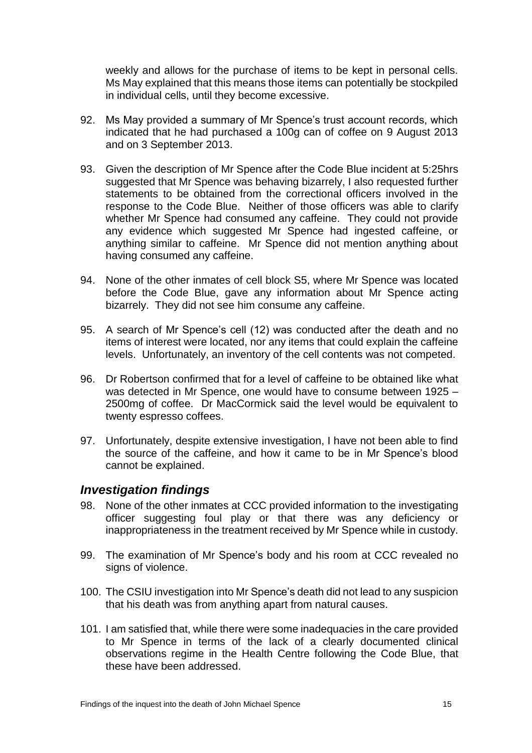weekly and allows for the purchase of items to be kept in personal cells. Ms May explained that this means those items can potentially be stockpiled in individual cells, until they become excessive.

92. Ms May provided a summary of Mr Spence's trust account records, which indicated that he had purchased a 100g can of coffee on 9 August 2013 and on 3 September 2013.

93. Given the description of Mr Spence after the Code Blue incident at 5:25hrs suggested that Mr Spence was behaving bizarrely, I also requested further statements to be obtained from the correctional officers involved in the response to the Code Blue. Neither of those officers was able to clarify whether Mr Spence had consumed any caffeine. They could not provide any evidence which suggested Mr Spence had ingested caffeine, or anything similar to caffeine. Mr Spence did not mention anything about having consumed any caffeine.

94. None of the other inmates of cell block S5, where Mr Spence was located before the Code Blue, gave any information about Mr Spence acting bizarrely. They did not see him consume any caffeine.

95. A search of Mr Spence's cell (12) was conducted after the death and no items of interest were located, nor any items that could explain the caffeine levels. Unfortunately, an inventory of the cell contents was not competed.

96. Dr Robertson confirmed that for a level of caffeine to be obtained like what was detected in Mr Spence, one would have to consume between 1925 – 2500mg of coffee. Dr MacCormick said the level would be equivalent to twenty espresso coffees.

97. Unfortunately, despite extensive investigation, I have not been able to find the source of the caffeine, and how it came to be in Mr Spence's blood cannot be explained.

## *Investigation findings*

98. None of the other inmates at CCC provided information to the investigating officer suggesting foul play or that there was any deficiency or inappropriateness in the treatment received by Mr Spence while in custody.

99. The examination of Mr Spence's body and his room at CCC revealed no signs of violence.

100. The CSIU investigation into Mr Spence's death did not lead to any suspicion that his death was from anything apart from natural causes.

101. I am satisfied that, while there were some inadequacies in the care provided to Mr Spence in terms of the lack of a clearly documented clinical observations regime in the Health Centre following the Code Blue, that these have been addressed.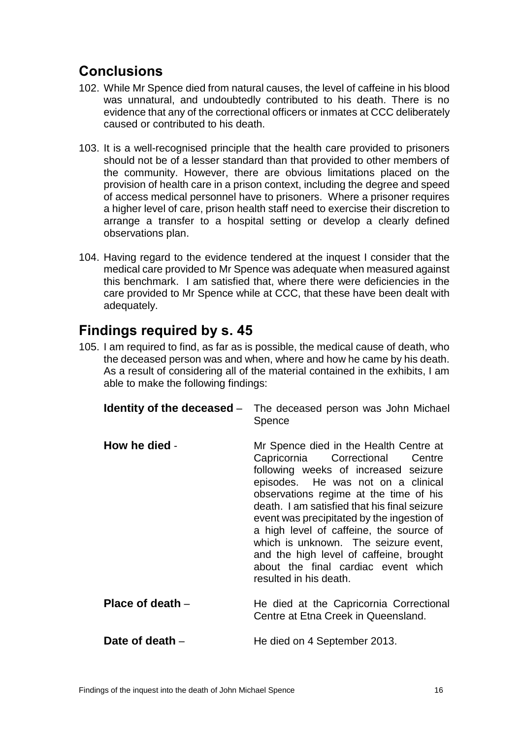## Conclusions

102. While Mr Spence died from natural causes, the level of caffeine in his blood was unnatural, and undoubtedly contributed to his death. There is no evidence that any of the correctional officers or inmates at CCC deliberately caused or contributed to his death.

103. It is a well-recognised principle that the health care provided to prisoners should not be of a lesser standard than that provided to other members of the community. However, there are obvious limitations placed on the provision of health care in a prison context, including the degree and speed of access medical personnel have to prisoners. Where a prisoner requires a higher level of care, prison health staff need to exercise their discretion to arrange a transfer to a hospital setting or develop a clearly defined observations plan.

104. Having regard to the evidence tendered at the inquest I consider that the medical care provided to Mr Spence was adequate when measured against this benchmark. I am satisfied that, where there were deficiencies in the care provided to Mr Spence while at CCC, that these have been dealt with adequately.

## Findings required by s. 45

105. I am required to find, as far as is possible, the medical cause of death, who the deceased person was and when, where and how he came by his death. As a result of considering all of the material contained in the exhibits, I am able to make the following findings:

**Identity of the deceased** – The deceased person was John Michael Spence

**How he died** - Mr Spence died in the Health Centre at Capricornia Correctional Centre following weeks of increased seizure episodes. He was not on a clinical observations regime at the time of his death. I am satisfied that his final seizure event was precipitated by the ingestion of a high level of caffeine, the source of which is unknown. The seizure event, and the high level of caffeine, brought about the final cardiac event which resulted in his death.

**Place of death** – He died at the Capricornia Correctional Centre at Etna Creek in Queensland.

**Date of death** – He died on 4 September 2013.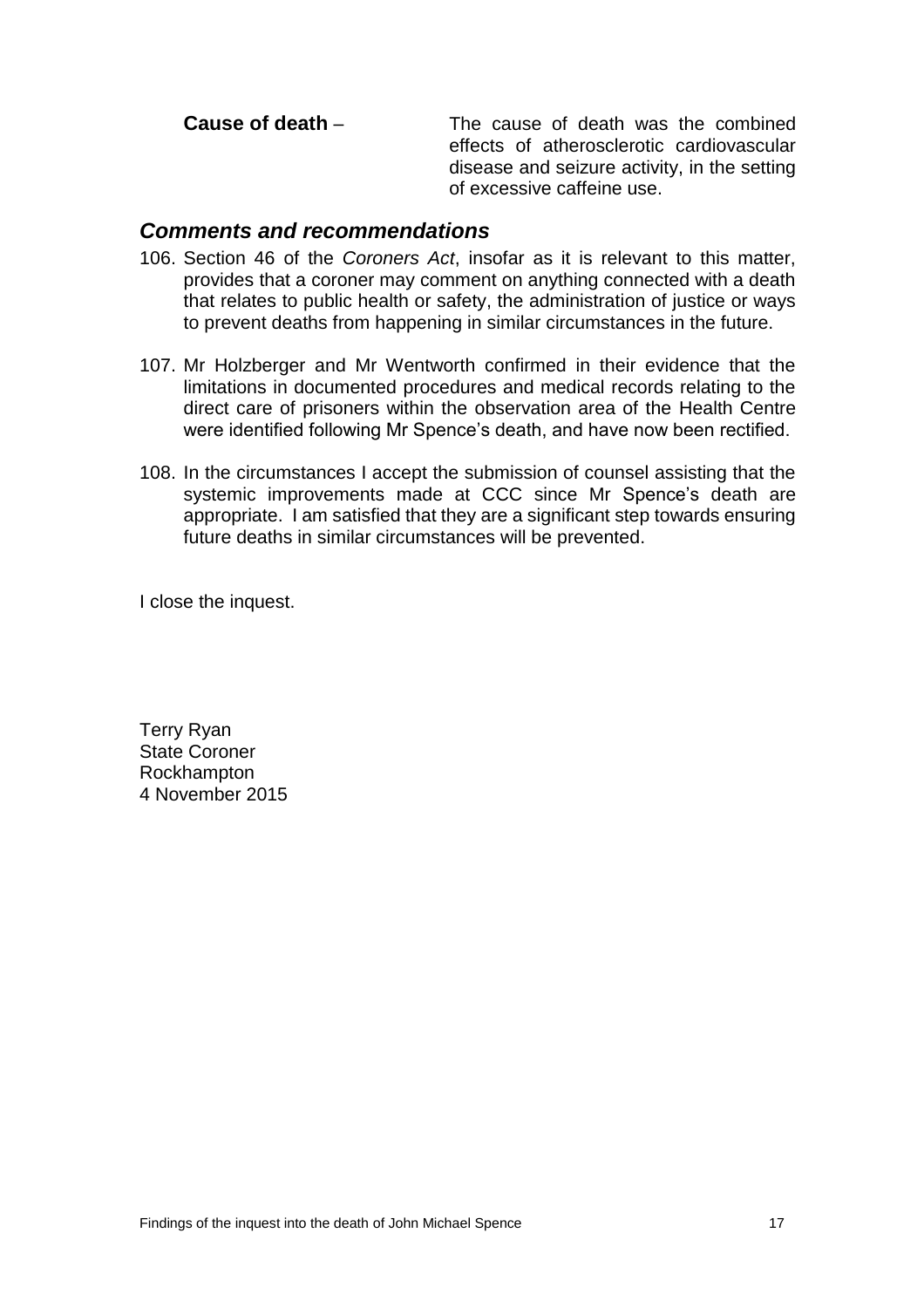**Cause of death** – The cause of death was the combined effects of atherosclerotic cardiovascular disease and seizure activity, in the setting of excessive caffeine use.

## *Comments and recommendations*

106. Section 46 of the *Coroners Act*, insofar as it is relevant to this matter, provides that a coroner may comment on anything connected with a death that relates to public health or safety, the administration of justice or ways to prevent deaths from happening in similar circumstances in the future.

107. Mr Holzberger and Mr Wentworth confirmed in their evidence that the limitations in documented procedures and medical records relating to the direct care of prisoners within the observation area of the Health Centre were identified following Mr Spence's death, and have now been rectified.

108. In the circumstances I accept the submission of counsel assisting that the systemic improvements made at CCC since Mr Spence's death are appropriate. I am satisfied that they are a significant step towards ensuring future deaths in similar circumstances will be prevented.

I close the inquest.

Terry Ryan
State Coroner
Rockhampton
4 November 2015